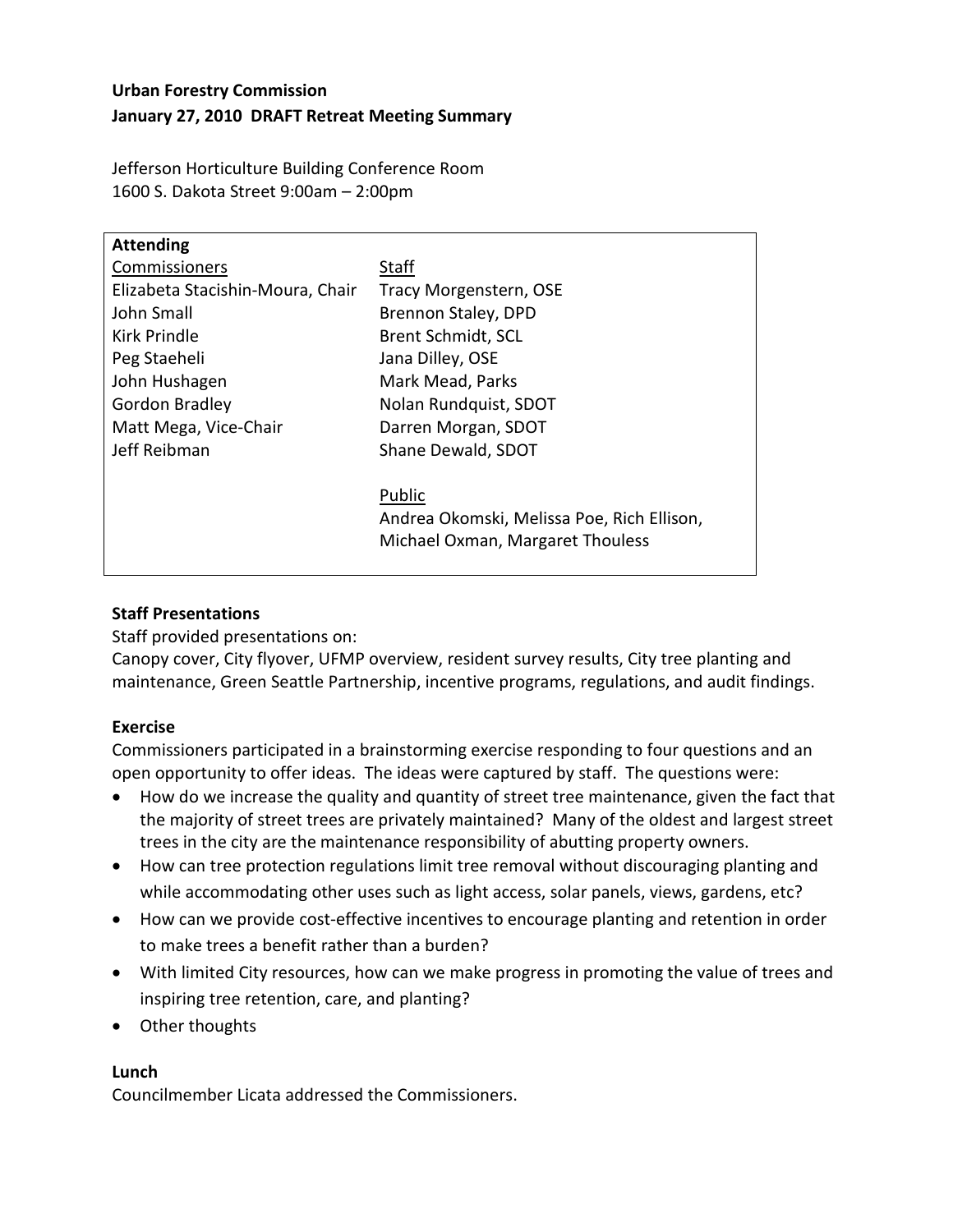**Urban Forestry Commission**
**January 27, 2010 DRAFT Retreat Meeting Summary**

Jefferson Horticulture Building Conference Room
1600 S. Dakota Street 9:00am – 2:00pm

| **Attending** | |
|---|---|
| Commissioners | Staff |
| Elizabeta Stacishin-Moura, Chair | Tracy Morgenstern, OSE |
| John Small | Brennon Staley, DPD |
| Kirk Prindle | Brent Schmidt, SCL |
| Peg Staeheli | Jana Dilley, OSE |
| John Hushagen | Mark Mead, Parks |
| Gordon Bradley | Nolan Rundquist, SDOT |
| Matt Mega, Vice-Chair | Darren Morgan, SDOT |
| Jeff Reibman | Shane Dewald, SDOT |
| | Public |
| | Andrea Okomski, Melissa Poe, Rich Ellison, Michael Oxman, Margaret Thouless |

**Staff Presentations**

Staff provided presentations on:
Canopy cover, City flyover, UFMP overview, resident survey results, City tree planting and maintenance, Green Seattle Partnership, incentive programs, regulations, and audit findings.

**Exercise**

Commissioners participated in a brainstorming exercise responding to four questions and an open opportunity to offer ideas. The ideas were captured by staff. The questions were:

- How do we increase the quality and quantity of street tree maintenance, given the fact that the majority of street trees are privately maintained? Many of the oldest and largest street trees in the city are the maintenance responsibility of abutting property owners.
- How can tree protection regulations limit tree removal without discouraging planting and while accommodating other uses such as light access, solar panels, views, gardens, etc?
- How can we provide cost-effective incentives to encourage planting and retention in order to make trees a benefit rather than a burden?
- With limited City resources, how can we make progress in promoting the value of trees and inspiring tree retention, care, and planting?
- Other thoughts

**Lunch**

Councilmember Licata addressed the Commissioners.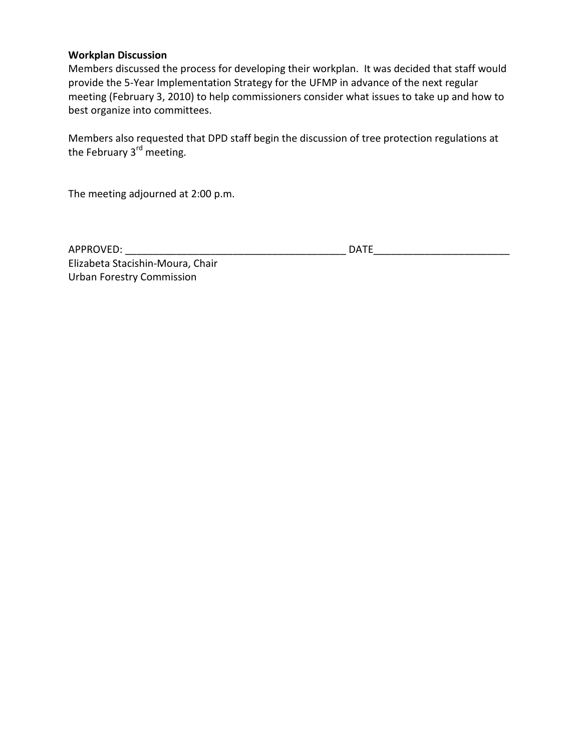**Workplan Discussion**
Members discussed the process for developing their workplan. It was decided that staff would provide the 5-Year Implementation Strategy for the UFMP in advance of the next regular meeting (February 3, 2010) to help commissioners consider what issues to take up and how to best organize into committees.

Members also requested that DPD staff begin the discussion of tree protection regulations at the February 3rd meeting.

The meeting adjourned at 2:00 p.m.

APPROVED: _______________________________________ DATE________________________
Elizabeta Stacishin-Moura, Chair
Urban Forestry Commission